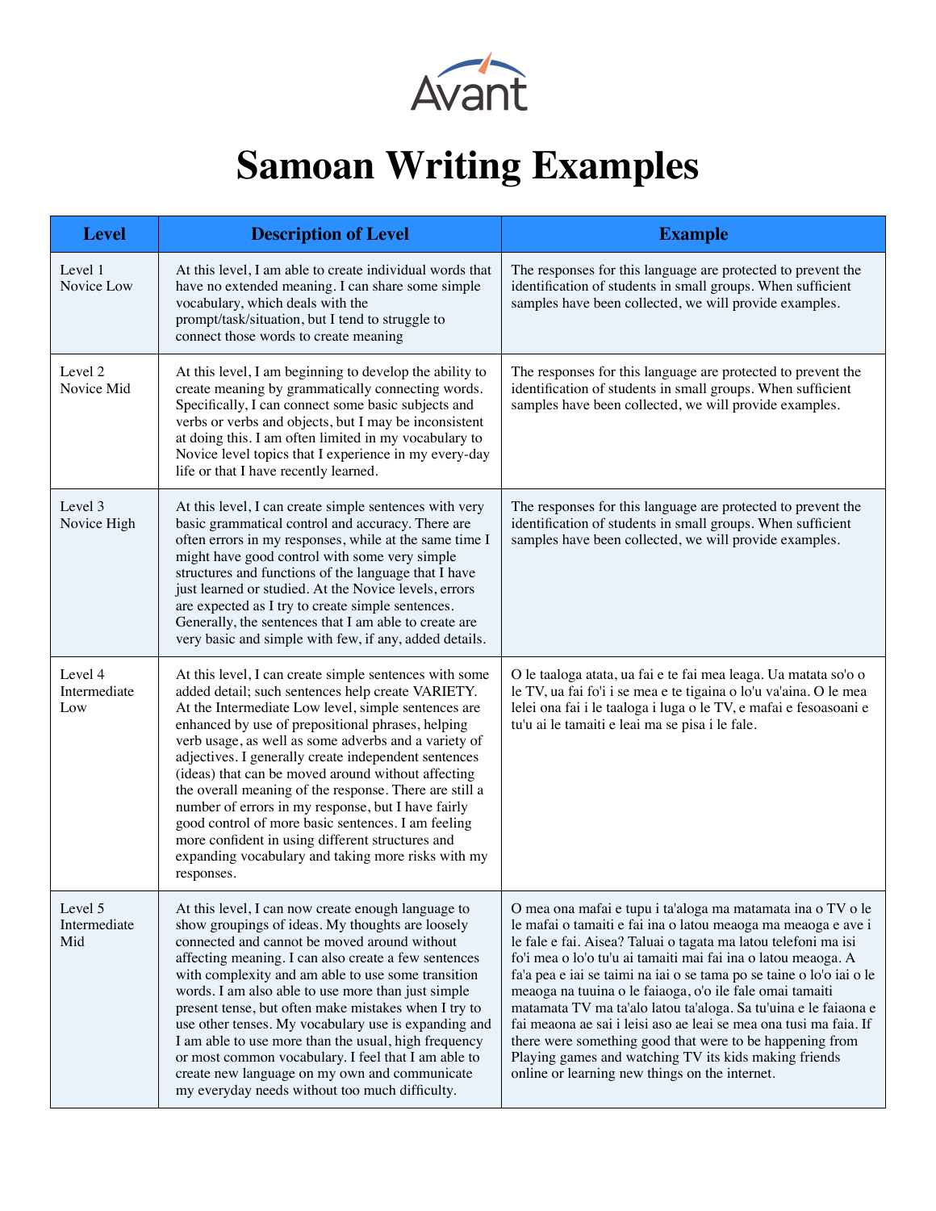Avant

# Samoan Writing Examples

| Level | Description of Level | Example |
|---|---|---|
| Level 1 Novice Low | At this level, I am able to create individual words that have no extended meaning. I can share some simple vocabulary, which deals with the prompt/task/situation, but I tend to struggle to connect those words to create meaning | The responses for this language are protected to prevent the identification of students in small groups. When sufficient samples have been collected, we will provide examples. |
| Level 2 Novice Mid | At this level, I am beginning to develop the ability to create meaning by grammatically connecting words. Specifically, I can connect some basic subjects and verbs or verbs and objects, but I may be inconsistent at doing this. I am often limited in my vocabulary to Novice level topics that I experience in my every-day life or that I have recently learned. | The responses for this language are protected to prevent the identification of students in small groups. When sufficient samples have been collected, we will provide examples. |
| Level 3 Novice High | At this level, I can create simple sentences with very basic grammatical control and accuracy. There are often errors in my responses, while at the same time I might have good control with some very simple structures and functions of the language that I have just learned or studied. At the Novice levels, errors are expected as I try to create simple sentences. Generally, the sentences that I am able to create are very basic and simple with few, if any, added details. | The responses for this language are protected to prevent the identification of students in small groups. When sufficient samples have been collected, we will provide examples. |
| Level 4 Intermediate Low | At this level, I can create simple sentences with some added detail; such sentences help create VARIETY. At the Intermediate Low level, simple sentences are enhanced by use of prepositional phrases, helping verb usage, as well as some adverbs and a variety of adjectives. I generally create independent sentences (ideas) that can be moved around without affecting the overall meaning of the response. There are still a number of errors in my response, but I have fairly good control of more basic sentences. I am feeling more confident in using different structures and expanding vocabulary and taking more risks with my responses. | O le taaloga atata, ua fai e te fai mea leaga. Ua matata so'o o le TV, ua fai fo'i i se mea e te tigaina o lo'u va'aina. O le mea lelei ona fai i le taaloga i luga o le TV, e mafai e fesoasoani e tu'u ai le tamaiti e leai ma se pisa i le fale. |
| Level 5 Intermediate Mid | At this level, I can now create enough language to show groupings of ideas. My thoughts are loosely connected and cannot be moved around without affecting meaning. I can also create a few sentences with complexity and am able to use some transition words. I am also able to use more than just simple present tense, but often make mistakes when I try to use other tenses. My vocabulary use is expanding and I am able to use more than the usual, high frequency or most common vocabulary. I feel that I am able to create new language on my own and communicate my everyday needs without too much difficulty. | O mea ona mafai e tupu i ta'aloga ma matamata ina o TV o le le mafai o tamaiti e fai ina o latou meaoga ma meaoga e ave i le fale e fai. Aisea? Taluai o tagata ma latou telefoni ma isi fo'i mea o lo'o tu'u ai tamaiti mai fai ina o latou meaoga. A fa'a pea e iai se taimi na iai o se tama po se taine o lo'o iai o le meaoga na tuuina o le faiaoga, o'o ile fale omai tamaiti matamata TV ma ta'alo latou ta'aloga. Sa tu'uina e le faiaona e fai meaona ae sai i leisi aso ae leai se mea ona tusi ma faia. If there were something good that were to be happening from Playing games and watching TV its kids making friends online or learning new things on the internet. |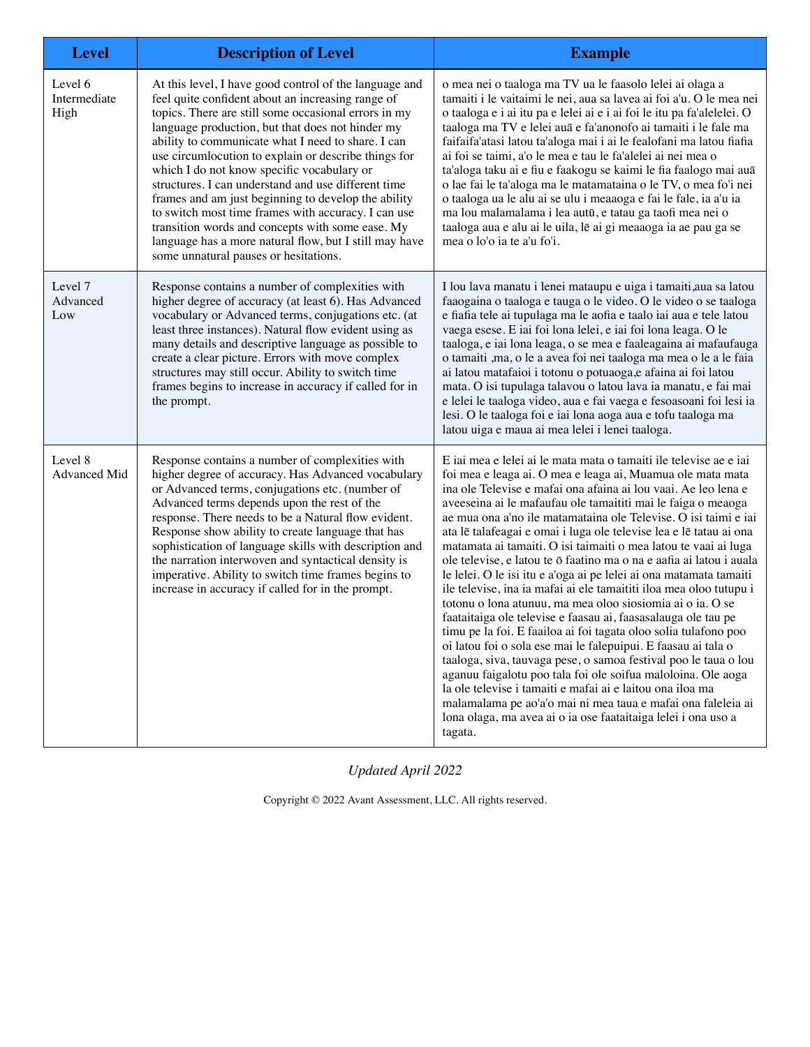| Level | Description of Level | Example |
|---|---|---|
| Level 6 Intermediate High | At this level, I have good control of the language and feel quite confident about an increasing range of topics. There are still some occasional errors in my language production, but that does not hinder my ability to communicate what I need to share. I can use circumlocution to explain or describe things for which I do not know specific vocabulary or structures. I can understand and use different time frames and am just beginning to develop the ability to switch most time frames with accuracy. I can use transition words and concepts with some ease. My language has a more natural flow, but I still may have some unnatural pauses or hesitations. | o mea nei o taaloga ma TV ua le faasolo lelei ai olaga a tamaiti i le vaitaimi le nei, aua sa lavea ai foi a'u. O le mea nei o taaloga e i ai itu pa e lelei ai e i ai foi le itu pa fa'alelelei. O taaloga ma TV e lelei auā e fa'anonofo ai tamaiti i le fale ma faifaifa'atasi latou ta'aloga mai i ai le fealofani ma latou fiafia ai foi se taimi, a'o le mea e tau le fa'alelei ai nei mea o ta'aloga taku ai e fiu e faakogu se kaimi le fia faalogo mai auā o lae fai le ta'aloga ma le matamataina o le TV, o mea fo'i nei o taaloga ua le alu ai se ulu i meaaoga e fai le fale, ia a'u ia ma lou malamalama i lea autū, e tatau ga taofi mea nei o taaloga aua e alu ai le uila, lē ai gi meaaoga ia ae pau ga se mea o lo'o ia te a'u fo'i. |
| Level 7 Advanced Low | Response contains a number of complexities with higher degree of accuracy (at least 6). Has Advanced vocabulary or Advanced terms, conjugations etc. (at least three instances). Natural flow evident using as many details and descriptive language as possible to create a clear picture. Errors with move complex structures may still occur. Ability to switch time frames begins to increase in accuracy if called for in the prompt. | I lou lava manatu i lenei mataupu e uiga i tamaiti,aua sa latou faaogaina o taaloga e tauga o le video. O le video o se taaloga e fiafia tele ai tupulaga ma le aofia e taalo iai aua e tele latou vaega esese. E iai foi lona lelei, e iai foi lona leaga. O le taaloga, e iai lona leaga, o se mea e faaleagaina ai mafaufauga o tamaiti ,ma, o le a avea foi nei taaloga ma mea o le a le faia ai latou matafaioi i totonu o potuaoga,e afaina ai foi latou mata. O isi tupulaga talavou o latou lava ia manatu, e fai mai e lelei le taaloga video, aua e fai vaega e fesoasoani foi lesi ia lesi. O le taaloga foi e iai lona aoga aua e tofu taaloga ma latou uiga e maua ai mea lelei i lenei taaloga. |
| Level 8 Advanced Mid | Response contains a number of complexities with higher degree of accuracy. Has Advanced vocabulary or Advanced terms, conjugations etc. (number of Advanced terms depends upon the rest of the response. There needs to be a Natural flow evident. Response show ability to create language that has sophistication of language skills with description and the narration interwoven and syntactical density is imperative. Ability to switch time frames begins to increase in accuracy if called for in the prompt. | E iai mea e lelei ai le mata mata o tamaiti ile televise ae e iai foi mea e leaga ai. O mea e leaga ai, Muamua ole mata mata ina ole Televise e mafai ona afaina ai lou vaai. Ae leo lena e aveeseina ai le mafaufau ole tamaititi mai le faiga o meaoga ae mua ona a'no ile matamataina ole Televise. O isi taimi e iai ata lē talafeagai e omai i luga ole televise lea e lē tatau ai ona matamata ai tamaiti. O isi taimaiti o mea latou te vaai ai luga ole televise, e latou te ō faatino ma o na e aafia ai latou i auala le lelei. O le isi itu e a'oga ai pe lelei ai ona matamata tamaiti ile televise, ina ia mafai ai ele tamaititi iloa mea oloo tutupu i totonu o lona atunuu, ma mea oloo siosiomia ai o ia. O se faataitaiga ole televise e faasau ai, faasasalauga ole tau pe timu pe la foi. E faailoa ai foi tagata oloo solia tulafono poo oi latou foi o sola ese mai le falepuipui. E faasau ai tala o taaloga, siva, tauvaga pese, o samoa festival poo le taua o lou aganuu faigalotu poo tala foi ole soifua maloloina. Ole aoga la ole televise i tamaiti e mafai ai e laitou ona iloa ma malamalama pe ao'a'o mai ni mea taua e mafai ona faleleia ai lona olaga, ma avea ai o ia ose faataitaiga lelei i ona uso a tagata. |

*Updated April 2022*

Copyright © 2022 Avant Assessment, LLC. All rights reserved.